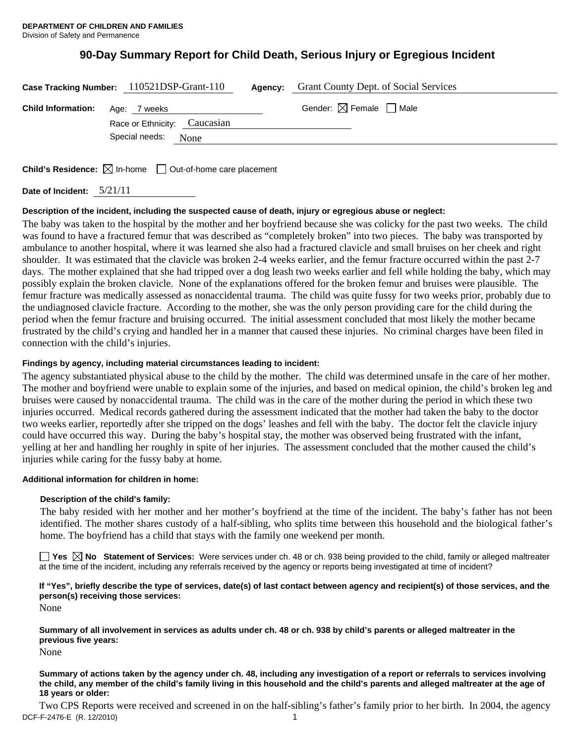**DEPARTMENT OF CHILDREN AND FAMILIES**
Division of Safety and Permanence

# 90-Day Summary Report for Child Death, Serious Injury or Egregious Incident

**Case Tracking Number:** 110521DSP-Grant-110 **Agency:** Grant County Dept. of Social Services

**Child Information:** Age: 7 weeks Gender: ☒ Female ☐ Male
Race or Ethnicity: Caucasian
Special needs: None

**Child's Residence:** ☒ In-home ☐ Out-of-home care placement

**Date of Incident:** 5/21/11

**Description of the incident, including the suspected cause of death, injury or egregious abuse or neglect:**

The baby was taken to the hospital by the mother and her boyfriend because she was colicky for the past two weeks. The child was found to have a fractured femur that was described as "completely broken" into two pieces. The baby was transported by ambulance to another hospital, where it was learned she also had a fractured clavicle and small bruises on her cheek and right shoulder. It was estimated that the clavicle was broken 2-4 weeks earlier, and the femur fracture occurred within the past 2-7 days. The mother explained that she had tripped over a dog leash two weeks earlier and fell while holding the baby, which may possibly explain the broken clavicle. None of the explanations offered for the broken femur and bruises were plausible. The femur fracture was medically assessed as nonaccidental trauma. The child was quite fussy for two weeks prior, probably due to the undiagnosed clavicle fracture. According to the mother, she was the only person providing care for the child during the period when the femur fracture and bruising occurred. The initial assessment concluded that most likely the mother became frustrated by the child's crying and handled her in a manner that caused these injuries. No criminal charges have been filed in connection with the child's injuries.

**Findings by agency, including material circumstances leading to incident:**

The agency substantiated physical abuse to the child by the mother. The child was determined unsafe in the care of her mother. The mother and boyfriend were unable to explain some of the injuries, and based on medical opinion, the child's broken leg and bruises were caused by nonaccidental trauma. The child was in the care of the mother during the period in which these two injuries occurred. Medical records gathered during the assessment indicated that the mother had taken the baby to the doctor two weeks earlier, reportedly after she tripped on the dogs' leashes and fell with the baby. The doctor felt the clavicle injury could have occurred this way. During the baby's hospital stay, the mother was observed being frustrated with the infant, yelling at her and handling her roughly in spite of her injuries. The assessment concluded that the mother caused the child's injuries while caring for the fussy baby at home.

**Additional information for children in home:**

**Description of the child's family:**

The baby resided with her mother and her mother's boyfriend at the time of the incident. The baby's father has not been identified. The mother shares custody of a half-sibling, who splits time between this household and the biological father's home. The boyfriend has a child that stays with the family one weekend per month.

☐ **Yes** ☒ **No Statement of Services:** Were services under ch. 48 or ch. 938 being provided to the child, family or alleged maltreater at the time of the incident, including any referrals received by the agency or reports being investigated at time of incident?

**If "Yes", briefly describe the type of services, date(s) of last contact between agency and recipient(s) of those services, and the person(s) receiving those services:**

None

**Summary of all involvement in services as adults under ch. 48 or ch. 938 by child's parents or alleged maltreater in the previous five years:**

None

**Summary of actions taken by the agency under ch. 48, including any investigation of a report or referrals to services involving the child, any member of the child's family living in this household and the child's parents and alleged maltreater at the age of 18 years or older:**

Two CPS Reports were received and screened in on the half-sibling's father's family prior to her birth. In 2004, the agency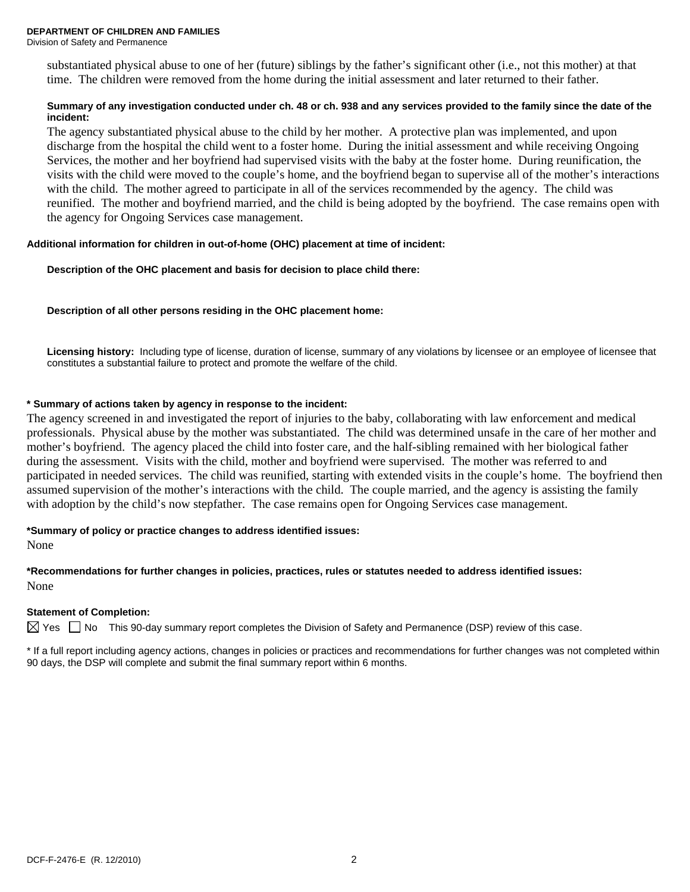substantiated physical abuse to one of her (future) siblings by the father's significant other (i.e., not this mother) at that time. The children were removed from the home during the initial assessment and later returned to their father.

**Summary of any investigation conducted under ch. 48 or ch. 938 and any services provided to the family since the date of the incident:**

The agency substantiated physical abuse to the child by her mother. A protective plan was implemented, and upon discharge from the hospital the child went to a foster home. During the initial assessment and while receiving Ongoing Services, the mother and her boyfriend had supervised visits with the baby at the foster home. During reunification, the visits with the child were moved to the couple's home, and the boyfriend began to supervise all of the mother's interactions with the child. The mother agreed to participate in all of the services recommended by the agency. The child was reunified. The mother and boyfriend married, and the child is being adopted by the boyfriend. The case remains open with the agency for Ongoing Services case management.

**Additional information for children in out-of-home (OHC) placement at time of incident:**

**Description of the OHC placement and basis for decision to place child there:**

**Description of all other persons residing in the OHC placement home:**

**Licensing history:** Including type of license, duration of license, summary of any violations by licensee or an employee of licensee that constitutes a substantial failure to protect and promote the welfare of the child.

**\* Summary of actions taken by agency in response to the incident:**

The agency screened in and investigated the report of injuries to the baby, collaborating with law enforcement and medical professionals. Physical abuse by the mother was substantiated. The child was determined unsafe in the care of her mother and mother's boyfriend. The agency placed the child into foster care, and the half-sibling remained with her biological father during the assessment. Visits with the child, mother and boyfriend were supervised. The mother was referred to and participated in needed services. The child was reunified, starting with extended visits in the couple's home. The boyfriend then assumed supervision of the mother's interactions with the child. The couple married, and the agency is assisting the family with adoption by the child's now stepfather. The case remains open for Ongoing Services case management.

**\*Summary of policy or practice changes to address identified issues:**

None

**\*Recommendations for further changes in policies, practices, rules or statutes needed to address identified issues:**

None

**Statement of Completion:**

☒ Yes ☐ No This 90-day summary report completes the Division of Safety and Permanence (DSP) review of this case.

\* If a full report including agency actions, changes in policies or practices and recommendations for further changes was not completed within 90 days, the DSP will complete and submit the final summary report within 6 months.